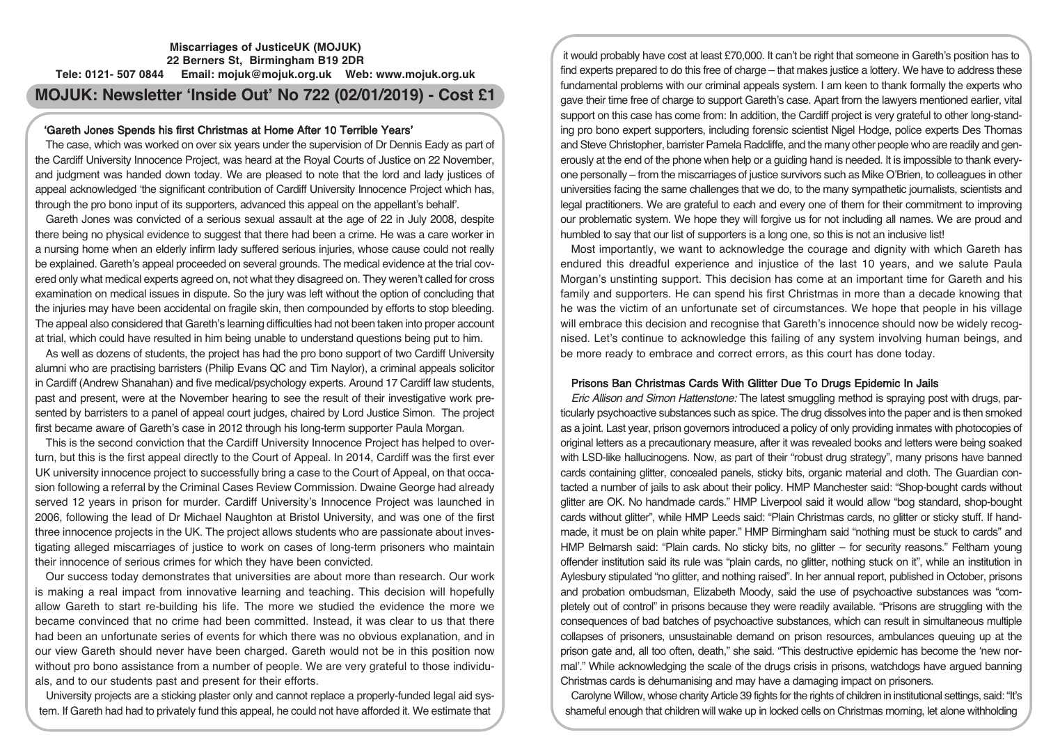**Miscarriages of JusticeUK (MOJUK)**
**22 Berners St, Birmingham B19 2DR**
**Tele: 0121- 507 0844 Email: mojuk@mojuk.org.uk Web: www.mojuk.org.uk**

# MOJUK: Newsletter 'Inside Out' No 722 (02/01/2019) - Cost £1

## 'Gareth Jones Spends his first Christmas at Home After 10 Terrible Years'

The case, which was worked on over six years under the supervision of Dr Dennis Eady as part of the Cardiff University Innocence Project, was heard at the Royal Courts of Justice on 22 November, and judgment was handed down today. We are pleased to note that the lord and lady justices of appeal acknowledged 'the significant contribution of Cardiff University Innocence Project which has, through the pro bono input of its supporters, advanced this appeal on the appellant's behalf'.

Gareth Jones was convicted of a serious sexual assault at the age of 22 in July 2008, despite there being no physical evidence to suggest that there had been a crime. He was a care worker in a nursing home when an elderly infirm lady suffered serious injuries, whose cause could not really be explained. Gareth's appeal proceeded on several grounds. The medical evidence at the trial covered only what medical experts agreed on, not what they disagreed on. They weren't called for cross examination on medical issues in dispute. So the jury was left without the option of concluding that the injuries may have been accidental on fragile skin, then compounded by efforts to stop bleeding. The appeal also considered that Gareth's learning difficulties had not been taken into proper account at trial, which could have resulted in him being unable to understand questions being put to him.

As well as dozens of students, the project has had the pro bono support of two Cardiff University alumni who are practising barristers (Philip Evans QC and Tim Naylor), a criminal appeals solicitor in Cardiff (Andrew Shanahan) and five medical/psychology experts. Around 17 Cardiff law students, past and present, were at the November hearing to see the result of their investigative work presented by barristers to a panel of appeal court judges, chaired by Lord Justice Simon. The project first became aware of Gareth's case in 2012 through his long-term supporter Paula Morgan.

This is the second conviction that the Cardiff University Innocence Project has helped to overturn, but this is the first appeal directly to the Court of Appeal. In 2014, Cardiff was the first ever UK university innocence project to successfully bring a case to the Court of Appeal, on that occasion following a referral by the Criminal Cases Review Commission. Dwaine George had already served 12 years in prison for murder. Cardiff University's Innocence Project was launched in 2006, following the lead of Dr Michael Naughton at Bristol University, and was one of the first three innocence projects in the UK. The project allows students who are passionate about investigating alleged miscarriages of justice to work on cases of long-term prisoners who maintain their innocence of serious crimes for which they have been convicted.

Our success today demonstrates that universities are about more than research. Our work is making a real impact from innovative learning and teaching. This decision will hopefully allow Gareth to start re-building his life. The more we studied the evidence the more we became convinced that no crime had been committed. Instead, it was clear to us that there had been an unfortunate series of events for which there was no obvious explanation, and in our view Gareth should never have been charged. Gareth would not be in this position now without pro bono assistance from a number of people. We are very grateful to those individuals, and to our students past and present for their efforts.

University projects are a sticking plaster only and cannot replace a properly-funded legal aid system. If Gareth had had to privately fund this appeal, he could not have afforded it. We estimate that it would probably have cost at least £70,000. It can't be right that someone in Gareth's position has to find experts prepared to do this free of charge – that makes justice a lottery. We have to address these fundamental problems with our criminal appeals system. I am keen to thank formally the experts who gave their time free of charge to support Gareth's case. Apart from the lawyers mentioned earlier, vital support on this case has come from: In addition, the Cardiff project is very grateful to other long-standing pro bono expert supporters, including forensic scientist Nigel Hodge, police experts Des Thomas and Steve Christopher, barrister Pamela Radcliffe, and the many other people who are readily and generously at the end of the phone when help or a guiding hand is needed. It is impossible to thank everyone personally – from the miscarriages of justice survivors such as Mike O'Brien, to colleagues in other universities facing the same challenges that we do, to the many sympathetic journalists, scientists and legal practitioners. We are grateful to each and every one of them for their commitment to improving our problematic system. We hope they will forgive us for not including all names. We are proud and humbled to say that our list of supporters is a long one, so this is not an inclusive list!

Most importantly, we want to acknowledge the courage and dignity with which Gareth has endured this dreadful experience and injustice of the last 10 years, and we salute Paula Morgan's unstinting support. This decision has come at an important time for Gareth and his family and supporters. He can spend his first Christmas in more than a decade knowing that he was the victim of an unfortunate set of circumstances. We hope that people in his village will embrace this decision and recognise that Gareth's innocence should now be widely recognised. Let's continue to acknowledge this failing of any system involving human beings, and be more ready to embrace and correct errors, as this court has done today.

## Prisons Ban Christmas Cards With Glitter Due To Drugs Epidemic In Jails

*Eric Allison and Simon Hattenstone:* The latest smuggling method is spraying post with drugs, particularly psychoactive substances such as spice. The drug dissolves into the paper and is then smoked as a joint. Last year, prison governors introduced a policy of only providing inmates with photocopies of original letters as a precautionary measure, after it was revealed books and letters were being soaked with LSD-like hallucinogens. Now, as part of their "robust drug strategy", many prisons have banned cards containing glitter, concealed panels, sticky bits, organic material and cloth. The Guardian contacted a number of jails to ask about their policy. HMP Manchester said: "Shop-bought cards without glitter are OK. No handmade cards." HMP Liverpool said it would allow "bog standard, shop-bought cards without glitter", while HMP Leeds said: "Plain Christmas cards, no glitter or sticky stuff. If handmade, it must be on plain white paper." HMP Birmingham said "nothing must be stuck to cards" and HMP Belmarsh said: "Plain cards. No sticky bits, no glitter – for security reasons." Feltham young offender institution said its rule was "plain cards, no glitter, nothing stuck on it", while an institution in Aylesbury stipulated "no glitter, and nothing raised". In her annual report, published in October, prisons and probation ombudsman, Elizabeth Moody, said the use of psychoactive substances was "completely out of control" in prisons because they were readily available. "Prisons are struggling with the consequences of bad batches of psychoactive substances, which can result in simultaneous multiple collapses of prisoners, unsustainable demand on prison resources, ambulances queuing up at the prison gate and, all too often, death," she said. "This destructive epidemic has become the 'new normal'." While acknowledging the scale of the drugs crisis in prisons, watchdogs have argued banning Christmas cards is dehumanising and may have a damaging impact on prisoners.

Carolyne Willow, whose charity Article 39 fights for the rights of children in institutional settings, said: "It's shameful enough that children will wake up in locked cells on Christmas morning, let alone withholding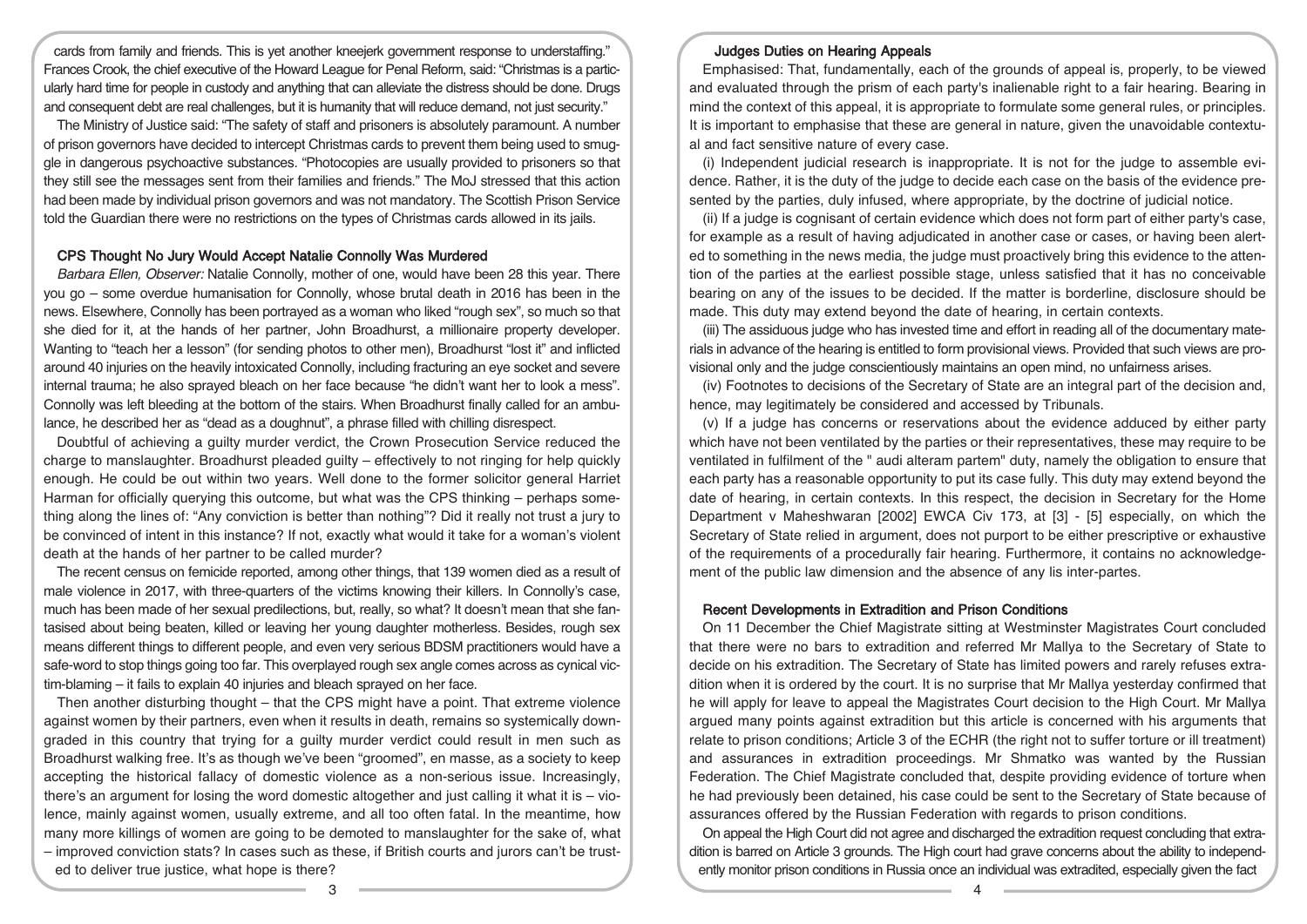cards from family and friends. This is yet another kneejerk government response to understaffing." Frances Crook, the chief executive of the Howard League for Penal Reform, said: "Christmas is a particularly hard time for people in custody and anything that can alleviate the distress should be done. Drugs and consequent debt are real challenges, but it is humanity that will reduce demand, not just security."

The Ministry of Justice said: "The safety of staff and prisoners is absolutely paramount. A number of prison governors have decided to intercept Christmas cards to prevent them being used to smuggle in dangerous psychoactive substances. "Photocopies are usually provided to prisoners so that they still see the messages sent from their families and friends." The MoJ stressed that this action had been made by individual prison governors and was not mandatory. The Scottish Prison Service told the Guardian there were no restrictions on the types of Christmas cards allowed in its jails.

### CPS Thought No Jury Would Accept Natalie Connolly Was Murdered

*Barbara Ellen, Observer:* Natalie Connolly, mother of one, would have been 28 this year. There you go – some overdue humanisation for Connolly, whose brutal death in 2016 has been in the news. Elsewhere, Connolly has been portrayed as a woman who liked "rough sex", so much so that she died for it, at the hands of her partner, John Broadhurst, a millionaire property developer. Wanting to "teach her a lesson" (for sending photos to other men), Broadhurst "lost it" and inflicted around 40 injuries on the heavily intoxicated Connolly, including fracturing an eye socket and severe internal trauma; he also sprayed bleach on her face because "he didn't want her to look a mess". Connolly was left bleeding at the bottom of the stairs. When Broadhurst finally called for an ambulance, he described her as "dead as a doughnut", a phrase filled with chilling disrespect.

Doubtful of achieving a guilty murder verdict, the Crown Prosecution Service reduced the charge to manslaughter. Broadhurst pleaded guilty – effectively to not ringing for help quickly enough. He could be out within two years. Well done to the former solicitor general Harriet Harman for officially querying this outcome, but what was the CPS thinking – perhaps something along the lines of: "Any conviction is better than nothing"? Did it really not trust a jury to be convinced of intent in this instance? If not, exactly what would it take for a woman's violent death at the hands of her partner to be called murder?

The recent census on femicide reported, among other things, that 139 women died as a result of male violence in 2017, with three-quarters of the victims knowing their killers. In Connolly's case, much has been made of her sexual predilections, but, really, so what? It doesn't mean that she fantasised about being beaten, killed or leaving her young daughter motherless. Besides, rough sex means different things to different people, and even very serious BDSM practitioners would have a safe-word to stop things going too far. This overplayed rough sex angle comes across as cynical victim-blaming – it fails to explain 40 injuries and bleach sprayed on her face.

Then another disturbing thought – that the CPS might have a point. That extreme violence against women by their partners, even when it results in death, remains so systemically downgraded in this country that trying for a guilty murder verdict could result in men such as Broadhurst walking free. It's as though we've been "groomed", en masse, as a society to keep accepting the historical fallacy of domestic violence as a non-serious issue. Increasingly, there's an argument for losing the word domestic altogether and just calling it what it is – violence, mainly against women, usually extreme, and all too often fatal. In the meantime, how many more killings of women are going to be demoted to manslaughter for the sake of, what – improved conviction stats? In cases such as these, if British courts and jurors can't be trusted to deliver true justice, what hope is there?

### Judges Duties on Hearing Appeals

Emphasised: That, fundamentally, each of the grounds of appeal is, properly, to be viewed and evaluated through the prism of each party's inalienable right to a fair hearing. Bearing in mind the context of this appeal, it is appropriate to formulate some general rules, or principles. It is important to emphasise that these are general in nature, given the unavoidable contextual and fact sensitive nature of every case.

(i) Independent judicial research is inappropriate. It is not for the judge to assemble evidence. Rather, it is the duty of the judge to decide each case on the basis of the evidence presented by the parties, duly infused, where appropriate, by the doctrine of judicial notice.

(ii) If a judge is cognisant of certain evidence which does not form part of either party's case, for example as a result of having adjudicated in another case or cases, or having been alerted to something in the news media, the judge must proactively bring this evidence to the attention of the parties at the earliest possible stage, unless satisfied that it has no conceivable bearing on any of the issues to be decided. If the matter is borderline, disclosure should be made. This duty may extend beyond the date of hearing, in certain contexts.

(iii) The assiduous judge who has invested time and effort in reading all of the documentary materials in advance of the hearing is entitled to form provisional views. Provided that such views are provisional only and the judge conscientiously maintains an open mind, no unfairness arises.

(iv) Footnotes to decisions of the Secretary of State are an integral part of the decision and, hence, may legitimately be considered and accessed by Tribunals.

(v) If a judge has concerns or reservations about the evidence adduced by either party which have not been ventilated by the parties or their representatives, these may require to be ventilated in fulfilment of the " audi alteram partem" duty, namely the obligation to ensure that each party has a reasonable opportunity to put its case fully. This duty may extend beyond the date of hearing, in certain contexts. In this respect, the decision in Secretary for the Home Department v Maheshwaran [2002] EWCA Civ 173, at [3] - [5] especially, on which the Secretary of State relied in argument, does not purport to be either prescriptive or exhaustive of the requirements of a procedurally fair hearing. Furthermore, it contains no acknowledgement of the public law dimension and the absence of any lis inter-partes.

### Recent Developments in Extradition and Prison Conditions

On 11 December the Chief Magistrate sitting at Westminster Magistrates Court concluded that there were no bars to extradition and referred Mr Mallya to the Secretary of State to decide on his extradition. The Secretary of State has limited powers and rarely refuses extradition when it is ordered by the court. It is no surprise that Mr Mallya yesterday confirmed that he will apply for leave to appeal the Magistrates Court decision to the High Court. Mr Mallya argued many points against extradition but this article is concerned with his arguments that relate to prison conditions; Article 3 of the ECHR (the right not to suffer torture or ill treatment) and assurances in extradition proceedings. Mr Shmatko was wanted by the Russian Federation. The Chief Magistrate concluded that, despite providing evidence of torture when he had previously been detained, his case could be sent to the Secretary of State because of assurances offered by the Russian Federation with regards to prison conditions.

On appeal the High Court did not agree and discharged the extradition request concluding that extradition is barred on Article 3 grounds. The High court had grave concerns about the ability to independently monitor prison conditions in Russia once an individual was extradited, especially given the fact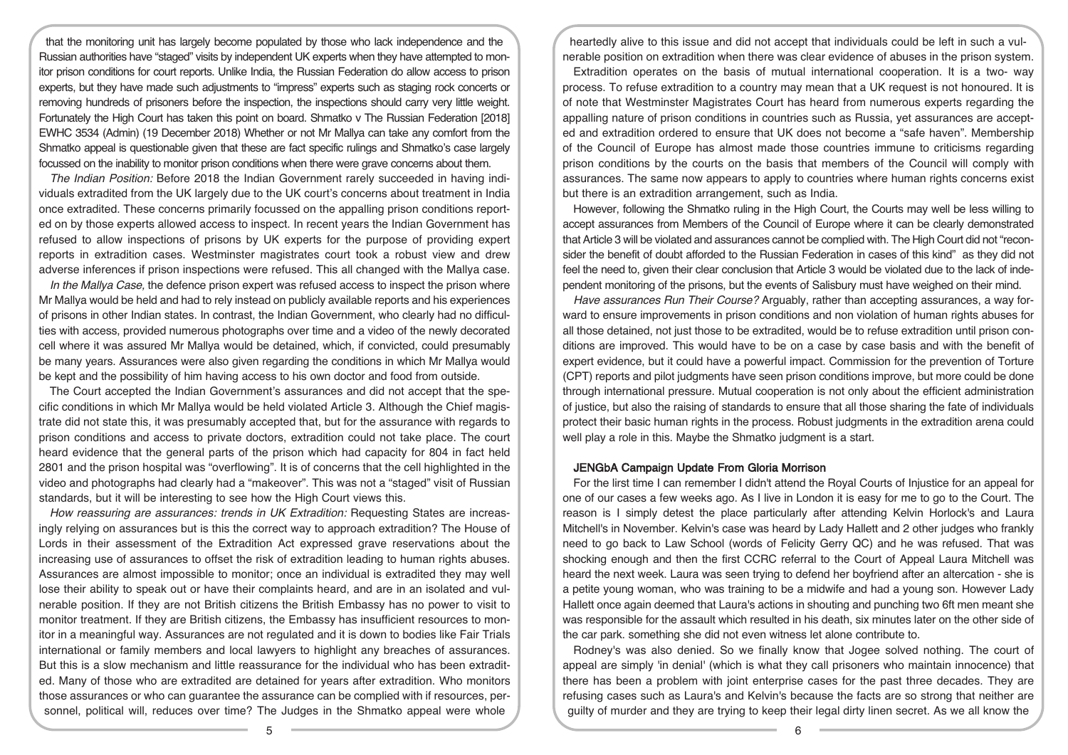that the monitoring unit has largely become populated by those who lack independence and the Russian authorities have "staged" visits by independent UK experts when they have attempted to monitor prison conditions for court reports. Unlike India, the Russian Federation do allow access to prison experts, but they have made such adjustments to "impress" experts such as staging rock concerts or removing hundreds of prisoners before the inspection, the inspections should carry very little weight. Fortunately the High Court has taken this point on board. Shmatko v The Russian Federation [2018] EWHC 3534 (Admin) (19 December 2018) Whether or not Mr Mallya can take any comfort from the Shmatko appeal is questionable given that these are fact specific rulings and Shmatko's case largely focussed on the inability to monitor prison conditions when there were grave concerns about them.

*The Indian Position:* Before 2018 the Indian Government rarely succeeded in having individuals extradited from the UK largely due to the UK court's concerns about treatment in India once extradited. These concerns primarily focussed on the appalling prison conditions reported on by those experts allowed access to inspect. In recent years the Indian Government has refused to allow inspections of prisons by UK experts for the purpose of providing expert reports in extradition cases. Westminster magistrates court took a robust view and drew adverse inferences if prison inspections were refused. This all changed with the Mallya case.

*In the Mallya Case,* the defence prison expert was refused access to inspect the prison where Mr Mallya would be held and had to rely instead on publicly available reports and his experiences of prisons in other Indian states. In contrast, the Indian Government, who clearly had no difficulties with access, provided numerous photographs over time and a video of the newly decorated cell where it was assured Mr Mallya would be detained, which, if convicted, could presumably be many years. Assurances were also given regarding the conditions in which Mr Mallya would be kept and the possibility of him having access to his own doctor and food from outside.

The Court accepted the Indian Government's assurances and did not accept that the specific conditions in which Mr Mallya would be held violated Article 3. Although the Chief magistrate did not state this, it was presumably accepted that, but for the assurance with regards to prison conditions and access to private doctors, extradition could not take place. The court heard evidence that the general parts of the prison which had capacity for 804 in fact held 2801 and the prison hospital was "overflowing". It is of concerns that the cell highlighted in the video and photographs had clearly had a "makeover". This was not a "staged" visit of Russian standards, but it will be interesting to see how the High Court views this.

*How reassuring are assurances: trends in UK Extradition:* Requesting States are increasingly relying on assurances but is this the correct way to approach extradition? The House of Lords in their assessment of the Extradition Act expressed grave reservations about the increasing use of assurances to offset the risk of extradition leading to human rights abuses. Assurances are almost impossible to monitor; once an individual is extradited they may well lose their ability to speak out or have their complaints heard, and are in an isolated and vulnerable position. If they are not British citizens the British Embassy has no power to visit to monitor treatment. If they are British citizens, the Embassy has insufficient resources to monitor in a meaningful way. Assurances are not regulated and it is down to bodies like Fair Trials international or family members and local lawyers to highlight any breaches of assurances. But this is a slow mechanism and little reassurance for the individual who has been extradited. Many of those who are extradited are detained for years after extradition. Who monitors those assurances or who can guarantee the assurance can be complied with if resources, personnel, political will, reduces over time? The Judges in the Shmatko appeal were whole heartedly alive to this issue and did not accept that individuals could be left in such a vulnerable position on extradition when there was clear evidence of abuses in the prison system.

Extradition operates on the basis of mutual international cooperation. It is a two- way process. To refuse extradition to a country may mean that a UK request is not honoured. It is of note that Westminster Magistrates Court has heard from numerous experts regarding the appalling nature of prison conditions in countries such as Russia, yet assurances are accepted and extradition ordered to ensure that UK does not become a "safe haven". Membership of the Council of Europe has almost made those countries immune to criticisms regarding prison conditions by the courts on the basis that members of the Council will comply with assurances. The same now appears to apply to countries where human rights concerns exist but there is an extradition arrangement, such as India.

However, following the Shmatko ruling in the High Court, the Courts may well be less willing to accept assurances from Members of the Council of Europe where it can be clearly demonstrated that Article 3 will be violated and assurances cannot be complied with. The High Court did not "reconsider the benefit of doubt afforded to the Russian Federation in cases of this kind" as they did not feel the need to, given their clear conclusion that Article 3 would be violated due to the lack of independent monitoring of the prisons, but the events of Salisbury must have weighed on their mind.

*Have assurances Run Their Course?* Arguably, rather than accepting assurances, a way forward to ensure improvements in prison conditions and non violation of human rights abuses for all those detained, not just those to be extradited, would be to refuse extradition until prison conditions are improved. This would have to be on a case by case basis and with the benefit of expert evidence, but it could have a powerful impact. Commission for the prevention of Torture (CPT) reports and pilot judgments have seen prison conditions improve, but more could be done through international pressure. Mutual cooperation is not only about the efficient administration of justice, but also the raising of standards to ensure that all those sharing the fate of individuals protect their basic human rights in the process. Robust judgments in the extradition arena could well play a role in this. Maybe the Shmatko judgment is a start.

## JENGbA Campaign Update From Gloria Morrison

For the first time I can remember I didn't attend the Royal Courts of Injustice for an appeal for one of our cases a few weeks ago. As I live in London it is easy for me to go to the Court. The reason is I simply detest the place particularly after attending Kelvin Horlock's and Laura Mitchell's in November. Kelvin's case was heard by Lady Hallett and 2 other judges who frankly need to go back to Law School (words of Felicity Gerry QC) and he was refused. That was shocking enough and then the first CCRC referral to the Court of Appeal Laura Mitchell was heard the next week. Laura was seen trying to defend her boyfriend after an altercation - she is a petite young woman, who was training to be a midwife and had a young son. However Lady Hallett once again deemed that Laura's actions in shouting and punching two 6ft men meant she was responsible for the assault which resulted in his death, six minutes later on the other side of the car park. something she did not even witness let alone contribute to.

Rodney's was also denied. So we finally know that Jogee solved nothing. The court of appeal are simply 'in denial' (which is what they call prisoners who maintain innocence) that there has been a problem with joint enterprise cases for the past three decades. They are refusing cases such as Laura's and Kelvin's because the facts are so strong that neither are guilty of murder and they are trying to keep their legal dirty linen secret. As we all know the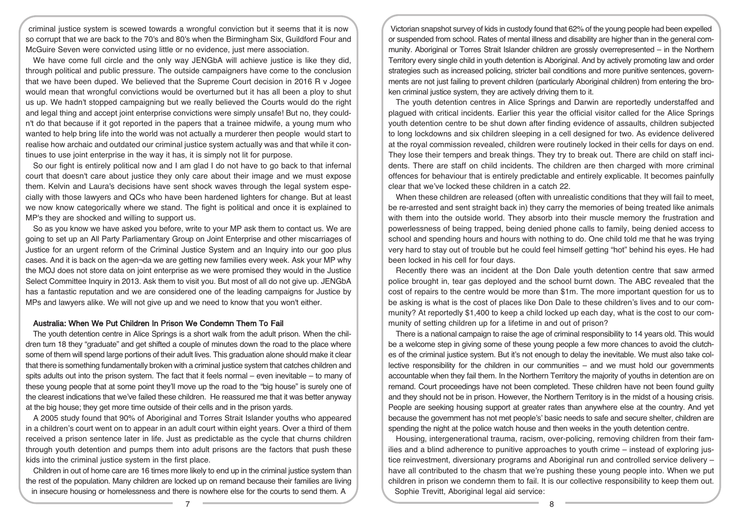criminal justice system is scewed towards a wrongful conviction but it seems that it is now so corrupt that we are back to the 70's and 80's when the Birmingham Six, Guildford Four and McGuire Seven were convicted using little or no evidence, just mere association.

We have come full circle and the only way JENGbA will achieve justice is like they did, through political and public pressure. The outside campaigners have come to the conclusion that we have been duped. We believed that the Supreme Court decision in 2016 R v Jogee would mean that wrongful convictions would be overturned but it has all been a ploy to shut us up. We hadn't stopped campaigning but we really believed the Courts would do the right and legal thing and accept joint enterprise convictions were simply unsafe! But no, they couldn't do that because if it got reported in the papers that a trainee midwife, a young mum who wanted to help bring life into the world was not actually a murderer then people would start to realise how archaic and outdated our criminal justice system actually was and that while it continues to use joint enterprise in the way it has, it is simply not lit for purpose.

So our fight is entirely political now and I am glad I do not have to go back to that infernal court that doesn't care about justice they only care about their image and we must expose them. Kelvin and Laura's decisions have sent shock waves through the legal system especially with those lawyers and QCs who have been hardened lighters for change. But at least we now know categorically where we stand. The fight is political and once it is explained to MP's they are shocked and willing to support us.

So as you know we have asked you before, write to your MP ask them to contact us. We are going to set up an All Party Parliamentary Group on Joint Enterprise and other miscarriages of Justice for an urgent reform of the Criminal Justice System and an Inquiry into our goo plus cases. And it is back on the agen¬da we are getting new families every week. Ask your MP why the MOJ does not store data on joint enterprise as we were promised they would in the Justice Select Committee Inquiry in 2013. Ask them to visit you. But most of all do not give up. JENGbA has a fantastic reputation and we are considered one of the leading campaigns for Justice by MPs and lawyers alike. We will not give up and we need to know that you won't either.

## Australia: When We Put Children In Prison We Condemn Them To Fail

The youth detention centre in Alice Springs is a short walk from the adult prison. When the children turn 18 they "graduate" and get shifted a couple of minutes down the road to the place where some of them will spend large portions of their adult lives. This graduation alone should make it clear that there is something fundamentally broken with a criminal justice system that catches children and spits adults out into the prison system. The fact that it feels normal – even inevitable – to many of these young people that at some point they'll move up the road to the "big house" is surely one of the clearest indications that we've failed these children. He reassured me that it was better anyway at the big house; they get more time outside of their cells and in the prison yards.

A 2005 study found that 90% of Aboriginal and Torres Strait Islander youths who appeared in a children's court went on to appear in an adult court within eight years. Over a third of them received a prison sentence later in life. Just as predictable as the cycle that churns children through youth detention and pumps them into adult prisons are the factors that push these kids into the criminal justice system in the first place.

Children in out of home care are 16 times more likely to end up in the criminal justice system than the rest of the population. Many children are locked up on remand because their families are living in insecure housing or homelessness and there is nowhere else for the courts to send them. A Victorian snapshot survey of kids in custody found that 62% of the young people had been expelled or suspended from school. Rates of mental illness and disability are higher than in the general community. Aboriginal or Torres Strait Islander children are grossly overrepresented – in the Northern Territory every single child in youth detention is Aboriginal. And by actively promoting law and order strategies such as increased policing, stricter bail conditions and more punitive sentences, governments are not just failing to prevent children (particularly Aboriginal children) from entering the broken criminal justice system, they are actively driving them to it.

The youth detention centres in Alice Springs and Darwin are reportedly understaffed and plagued with critical incidents. Earlier this year the official visitor called for the Alice Springs youth detention centre to be shut down after finding evidence of assaults, children subjected to long lockdowns and six children sleeping in a cell designed for two. As evidence delivered at the royal commission revealed, children were routinely locked in their cells for days on end. They lose their tempers and break things. They try to break out. There are child on staff incidents. There are staff on child incidents. The children are then charged with more criminal offences for behaviour that is entirely predictable and entirely explicable. It becomes painfully clear that we've locked these children in a catch 22.

When these children are released (often with unrealistic conditions that they will fail to meet, be re-arrested and sent straight back in) they carry the memories of being treated like animals with them into the outside world. They absorb into their muscle memory the frustration and powerlessness of being trapped, being denied phone calls to family, being denied access to school and spending hours and hours with nothing to do. One child told me that he was trying very hard to stay out of trouble but he could feel himself getting "hot" behind his eyes. He had been locked in his cell for four days.

Recently there was an incident at the Don Dale youth detention centre that saw armed police brought in, tear gas deployed and the school burnt down. The ABC revealed that the cost of repairs to the centre would be more than $1m. The more important question for us to be asking is what is the cost of places like Don Dale to these children's lives and to our community? At reportedly $1,400 to keep a child locked up each day, what is the cost to our community of setting children up for a lifetime in and out of prison?

There is a national campaign to raise the age of criminal responsibility to 14 years old. This would be a welcome step in giving some of these young people a few more chances to avoid the clutches of the criminal justice system. But it's not enough to delay the inevitable. We must also take collective responsibility for the children in our communities – and we must hold our governments accountable when they fail them. In the Northern Territory the majority of youths in detention are on remand. Court proceedings have not been completed. These children have not been found guilty and they should not be in prison. However, the Northern Territory is in the midst of a housing crisis. People are seeking housing support at greater rates than anywhere else at the country. And yet because the government has not met people's' basic needs to safe and secure shelter, children are spending the night at the police watch house and then weeks in the youth detention centre.

Housing, intergenerational trauma, racism, over-policing, removing children from their families and a blind adherence to punitive approaches to youth crime – instead of exploring justice reinvestment, diversionary programs and Aboriginal run and controlled service delivery – have all contributed to the chasm that we're pushing these young people into. When we put children in prison we condemn them to fail. It is our collective responsibility to keep them out.

Sophie Trevitt, Aboriginal legal aid service: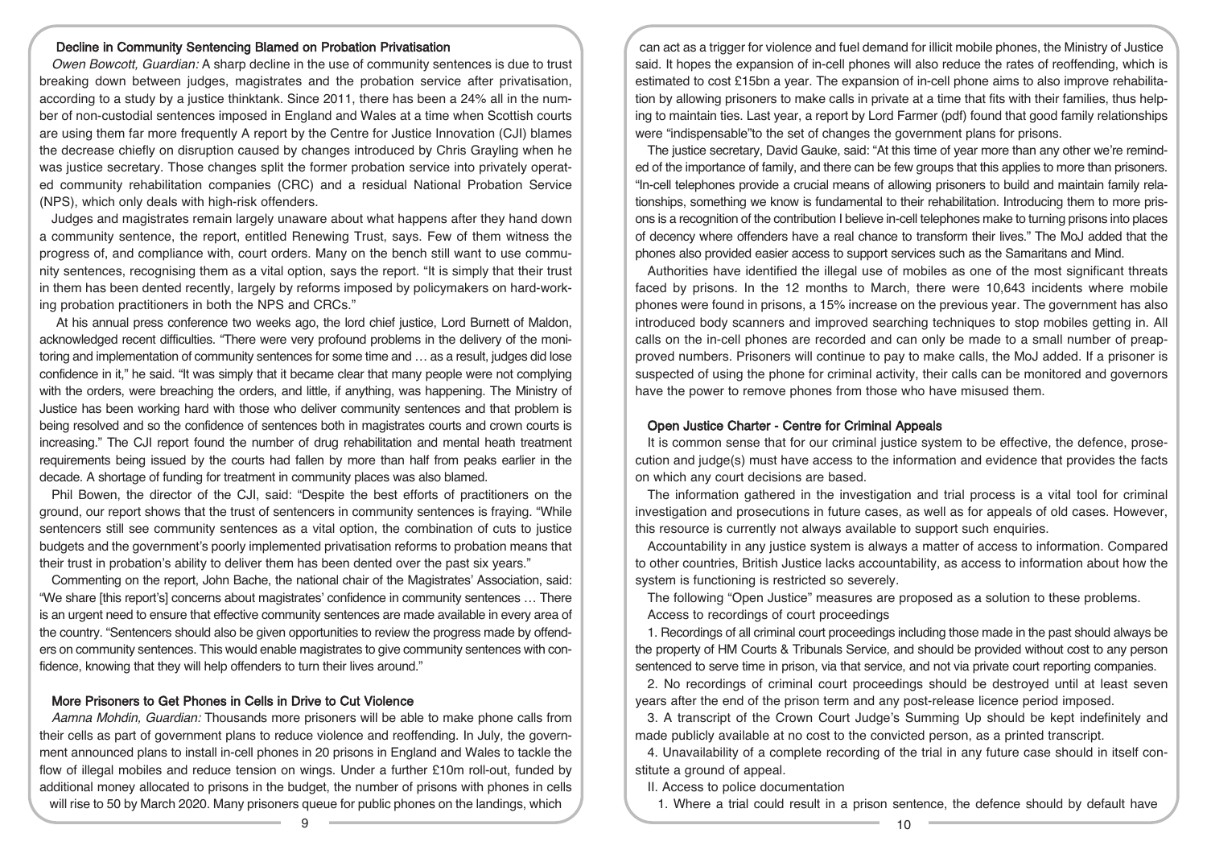### Decline in Community Sentencing Blamed on Probation Privatisation

*Owen Bowcott, Guardian:* A sharp decline in the use of community sentences is due to trust breaking down between judges, magistrates and the probation service after privatisation, according to a study by a justice thinktank. Since 2011, there has been a 24% all in the number of non-custodial sentences imposed in England and Wales at a time when Scottish courts are using them far more frequently A report by the Centre for Justice Innovation (CJI) blames the decrease chiefly on disruption caused by changes introduced by Chris Grayling when he was justice secretary. Those changes split the former probation service into privately operated community rehabilitation companies (CRC) and a residual National Probation Service (NPS), which only deals with high-risk offenders.

Judges and magistrates remain largely unaware about what happens after they hand down a community sentence, the report, entitled Renewing Trust, says. Few of them witness the progress of, and compliance with, court orders. Many on the bench still want to use community sentences, recognising them as a vital option, says the report. "It is simply that their trust in them has been dented recently, largely by reforms imposed by policymakers on hard-working probation practitioners in both the NPS and CRCs."

At his annual press conference two weeks ago, the lord chief justice, Lord Burnett of Maldon, acknowledged recent difficulties. "There were very profound problems in the delivery of the monitoring and implementation of community sentences for some time and … as a result, judges did lose confidence in it," he said. "It was simply that it became clear that many people were not complying with the orders, were breaching the orders, and little, if anything, was happening. The Ministry of Justice has been working hard with those who deliver community sentences and that problem is being resolved and so the confidence of sentences both in magistrates courts and crown courts is increasing." The CJI report found the number of drug rehabilitation and mental heath treatment requirements being issued by the courts had fallen by more than half from peaks earlier in the decade. A shortage of funding for treatment in community places was also blamed.

Phil Bowen, the director of the CJI, said: "Despite the best efforts of practitioners on the ground, our report shows that the trust of sentencers in community sentences is fraying. "While sentencers still see community sentences as a vital option, the combination of cuts to justice budgets and the government's poorly implemented privatisation reforms to probation means that their trust in probation's ability to deliver them has been dented over the past six years."

Commenting on the report, John Bache, the national chair of the Magistrates' Association, said: "We share [this report's] concerns about magistrates' confidence in community sentences … There is an urgent need to ensure that effective community sentences are made available in every area of the country. "Sentencers should also be given opportunities to review the progress made by offenders on community sentences. This would enable magistrates to give community sentences with confidence, knowing that they will help offenders to turn their lives around."

### More Prisoners to Get Phones in Cells in Drive to Cut Violence

*Aamna Mohdin, Guardian:* Thousands more prisoners will be able to make phone calls from their cells as part of government plans to reduce violence and reoffending. In July, the government announced plans to install in-cell phones in 20 prisons in England and Wales to tackle the flow of illegal mobiles and reduce tension on wings. Under a further £10m roll-out, funded by additional money allocated to prisons in the budget, the number of prisons with phones in cells will rise to 50 by March 2020. Many prisoners queue for public phones on the landings, which can act as a trigger for violence and fuel demand for illicit mobile phones, the Ministry of Justice said. It hopes the expansion of in-cell phones will also reduce the rates of reoffending, which is estimated to cost £15bn a year. The expansion of in-cell phone aims to also improve rehabilitation by allowing prisoners to make calls in private at a time that fits with their families, thus helping to maintain ties. Last year, a report by Lord Farmer (pdf) found that good family relationships were "indispensable"to the set of changes the government plans for prisons.

The justice secretary, David Gauke, said: "At this time of year more than any other we're reminded of the importance of family, and there can be few groups that this applies to more than prisoners. "In-cell telephones provide a crucial means of allowing prisoners to build and maintain family relationships, something we know is fundamental to their rehabilitation. Introducing them to more prisons is a recognition of the contribution I believe in-cell telephones make to turning prisons into places of decency where offenders have a real chance to transform their lives." The MoJ added that the phones also provided easier access to support services such as the Samaritans and Mind.

Authorities have identified the illegal use of mobiles as one of the most significant threats faced by prisons. In the 12 months to March, there were 10,643 incidents where mobile phones were found in prisons, a 15% increase on the previous year. The government has also introduced body scanners and improved searching techniques to stop mobiles getting in. All calls on the in-cell phones are recorded and can only be made to a small number of preapproved numbers. Prisoners will continue to pay to make calls, the MoJ added. If a prisoner is suspected of using the phone for criminal activity, their calls can be monitored and governors have the power to remove phones from those who have misused them.

### Open Justice Charter - Centre for Criminal Appeals

It is common sense that for our criminal justice system to be effective, the defence, prosecution and judge(s) must have access to the information and evidence that provides the facts on which any court decisions are based.

The information gathered in the investigation and trial process is a vital tool for criminal investigation and prosecutions in future cases, as well as for appeals of old cases. However, this resource is currently not always available to support such enquiries.

Accountability in any justice system is always a matter of access to information. Compared to other countries, British Justice lacks accountability, as access to information about how the system is functioning is restricted so severely.

The following "Open Justice" measures are proposed as a solution to these problems.

Access to recordings of court proceedings

1. Recordings of all criminal court proceedings including those made in the past should always be the property of HM Courts & Tribunals Service, and should be provided without cost to any person sentenced to serve time in prison, via that service, and not via private court reporting companies.

2. No recordings of criminal court proceedings should be destroyed until at least seven years after the end of the prison term and any post-release licence period imposed.

3. A transcript of the Crown Court Judge's Summing Up should be kept indefinitely and made publicly available at no cost to the convicted person, as a printed transcript.

4. Unavailability of a complete recording of the trial in any future case should in itself constitute a ground of appeal.

II. Access to police documentation

1. Where a trial could result in a prison sentence, the defence should by default have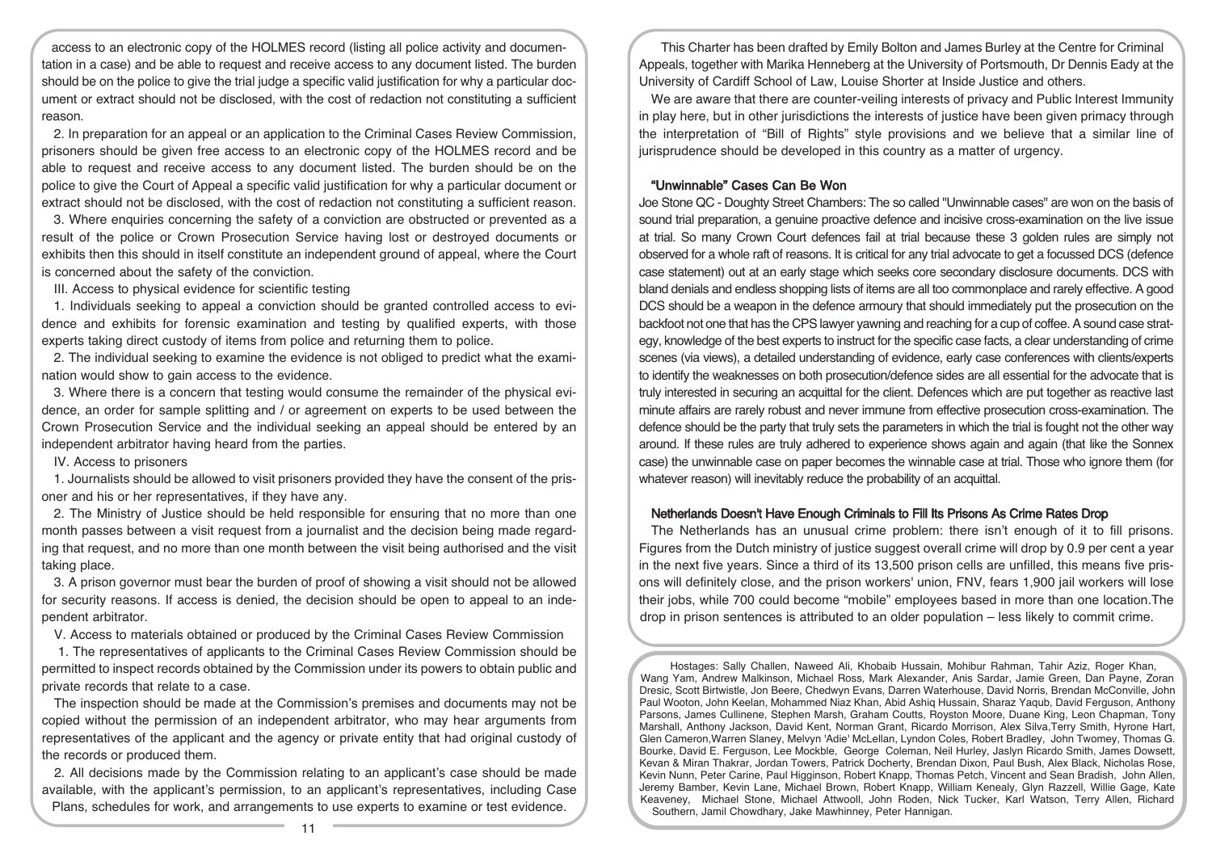access to an electronic copy of the HOLMES record (listing all police activity and documentation in a case) and be able to request and receive access to any document listed. The burden should be on the police to give the trial judge a specific valid justification for why a particular document or extract should not be disclosed, with the cost of redaction not constituting a sufficient reason.

2. In preparation for an appeal or an application to the Criminal Cases Review Commission, prisoners should be given free access to an electronic copy of the HOLMES record and be able to request and receive access to any document listed. The burden should be on the police to give the Court of Appeal a specific valid justification for why a particular document or extract should not be disclosed, with the cost of redaction not constituting a sufficient reason.

3. Where enquiries concerning the safety of a conviction are obstructed or prevented as a result of the police or Crown Prosecution Service having lost or destroyed documents or exhibits then this should in itself constitute an independent ground of appeal, where the Court is concerned about the safety of the conviction.

III. Access to physical evidence for scientific testing

1. Individuals seeking to appeal a conviction should be granted controlled access to evidence and exhibits for forensic examination and testing by qualified experts, with those experts taking direct custody of items from police and returning them to police.

2. The individual seeking to examine the evidence is not obliged to predict what the examination would show to gain access to the evidence.

3. Where there is a concern that testing would consume the remainder of the physical evidence, an order for sample splitting and / or agreement on experts to be used between the Crown Prosecution Service and the individual seeking an appeal should be entered by an independent arbitrator having heard from the parties.

IV. Access to prisoners

1. Journalists should be allowed to visit prisoners provided they have the consent of the prisoner and his or her representatives, if they have any.

2. The Ministry of Justice should be held responsible for ensuring that no more than one month passes between a visit request from a journalist and the decision being made regarding that request, and no more than one month between the visit being authorised and the visit taking place.

3. A prison governor must bear the burden of proof of showing a visit should not be allowed for security reasons. If access is denied, the decision should be open to appeal to an independent arbitrator.

V. Access to materials obtained or produced by the Criminal Cases Review Commission

1. The representatives of applicants to the Criminal Cases Review Commission should be permitted to inspect records obtained by the Commission under its powers to obtain public and private records that relate to a case.

The inspection should be made at the Commission's premises and documents may not be copied without the permission of an independent arbitrator, who may hear arguments from representatives of the applicant and the agency or private entity that had original custody of the records or produced them.

2. All decisions made by the Commission relating to an applicant's case should be made available, with the applicant's permission, to an applicant's representatives, including Case Plans, schedules for work, and arrangements to use experts to examine or test evidence.

This Charter has been drafted by Emily Bolton and James Burley at the Centre for Criminal Appeals, together with Marika Henneberg at the University of Portsmouth, Dr Dennis Eady at the University of Cardiff School of Law, Louise Shorter at Inside Justice and others.

We are aware that there are counter-veiling interests of privacy and Public Interest Immunity in play here, but in other jurisdictions the interests of justice have been given primacy through the interpretation of "Bill of Rights" style provisions and we believe that a similar line of jurisprudence should be developed in this country as a matter of urgency.

## "Unwinnable" Cases Can Be Won

Joe Stone QC - Doughty Street Chambers: The so called "Unwinnable cases" are won on the basis of sound trial preparation, a genuine proactive defence and incisive cross-examination on the live issue at trial. So many Crown Court defences fail at trial because these 3 golden rules are simply not observed for a whole raft of reasons. It is critical for any trial advocate to get a focussed DCS (defence case statement) out at an early stage which seeks core secondary disclosure documents. DCS with bland denials and endless shopping lists of items are all too commonplace and rarely effective. A good DCS should be a weapon in the defence armoury that should immediately put the prosecution on the backfoot not one that has the CPS lawyer yawning and reaching for a cup of coffee. A sound case strategy, knowledge of the best experts to instruct for the specific case facts, a clear understanding of crime scenes (via views), a detailed understanding of evidence, early case conferences with clients/experts to identify the weaknesses on both prosecution/defence sides are all essential for the advocate that is truly interested in securing an acquittal for the client. Defences which are put together as reactive last minute affairs are rarely robust and never immune from effective prosecution cross-examination. The defence should be the party that truly sets the parameters in which the trial is fought not the other way around. If these rules are truly adhered to experience shows again and again (that like the Sonnex case) the unwinnable case on paper becomes the winnable case at trial. Those who ignore them (for whatever reason) will inevitably reduce the probability of an acquittal.

## Netherlands Doesn't Have Enough Criminals to Fill Its Prisons As Crime Rates Drop

The Netherlands has an unusual crime problem: there isn't enough of it to fill prisons. Figures from the Dutch ministry of justice suggest overall crime will drop by 0.9 per cent a year in the next five years. Since a third of its 13,500 prison cells are unfilled, this means five prisons will definitely close, and the prison workers' union, FNV, fears 1,900 jail workers will lose their jobs, while 700 could become "mobile" employees based in more than one location.The drop in prison sentences is attributed to an older population – less likely to commit crime.

Hostages: Sally Challen, Naweed Ali, Khobaib Hussain, Mohibur Rahman, Tahir Aziz, Roger Khan, Wang Yam, Andrew Malkinson, Michael Ross, Mark Alexander, Anis Sardar, Jamie Green, Dan Payne, Zoran Dresic, Scott Birtwistle, Jon Beere, Chedwyn Evans, Darren Waterhouse, David Norris, Brendan McConville, John Paul Wooton, John Keelan, Mohammed Niaz Khan, Abid Ashiq Hussain, Sharaz Yaqub, David Ferguson, Anthony Parsons, James Cullinene, Stephen Marsh, Graham Coutts, Royston Moore, Duane King, Leon Chapman, Tony Marshall, Anthony Jackson, David Kent, Norman Grant, Ricardo Morrison, Alex Silva,Terry Smith, Hyrone Hart, Glen Cameron,Warren Slaney, Melvyn 'Adie' McLellan, Lyndon Coles, Robert Bradley, John Twomey, Thomas G. Bourke, David E. Ferguson, Lee Mockble, George Coleman, Neil Hurley, Jaslyn Ricardo Smith, James Dowsett, Kevan & Miran Thakrar, Jordan Towers, Patrick Docherty, Brendan Dixon, Paul Bush, Alex Black, Nicholas Rose, Kevin Nunn, Peter Carine, Paul Higginson, Robert Knapp, Thomas Petch, Vincent and Sean Bradish, John Allen, Jeremy Bamber, Kevin Lane, Michael Brown, Robert Knapp, William Kenealy, Glyn Razzell, Willie Gage, Kate Keaveney, Michael Stone, Michael Attwooll, John Roden, Nick Tucker, Karl Watson, Terry Allen, Richard Southern, Jamil Chowdhary, Jake Mawhinney, Peter Hannigan.